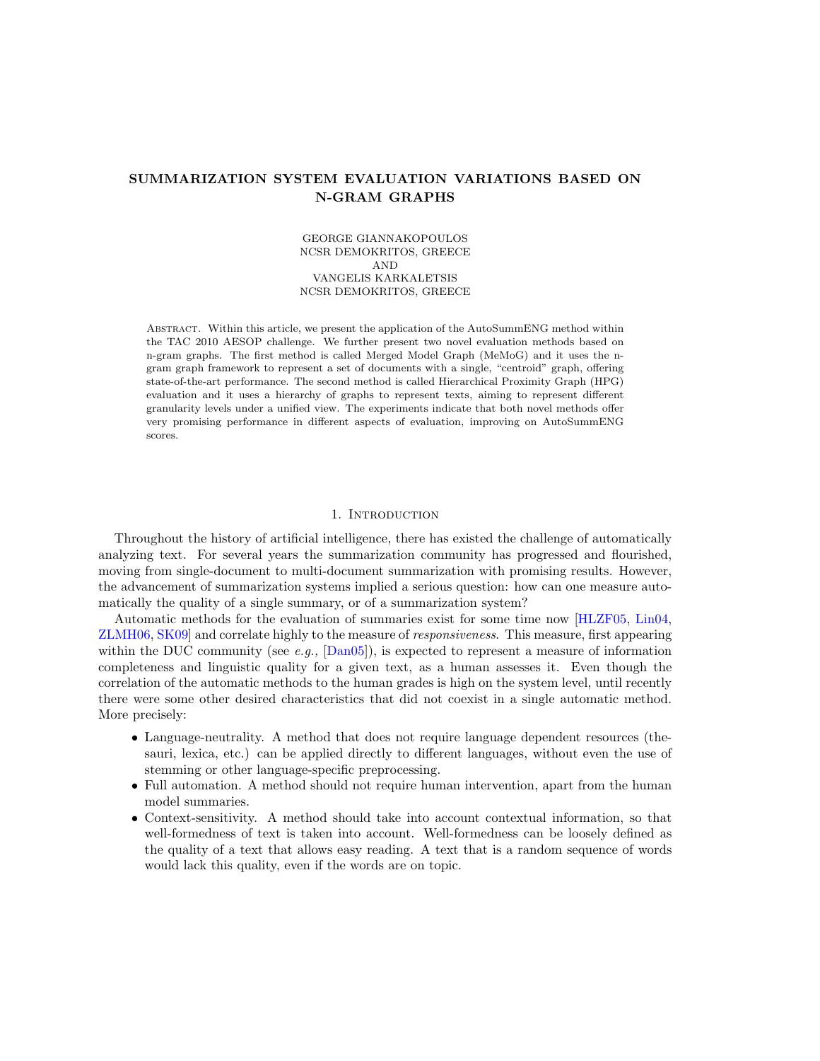# SUMMARIZATION SYSTEM EVALUATION VARIATIONS BASED ON N-GRAM GRAPHS

GEORGE GIANNAKOPOULOS
NCSR DEMOKRITOS, GREECE
AND
VANGELIS KARKALETSIS
NCSR DEMOKRITOS, GREECE

Abstract. Within this article, we present the application of the AutoSummENG method within the TAC 2010 AESOP challenge. We further present two novel evaluation methods based on n-gram graphs. The first method is called Merged Model Graph (MeMoG) and it uses the n-gram graph framework to represent a set of documents with a single, "centroid" graph, offering state-of-the-art performance. The second method is called Hierarchical Proximity Graph (HPG) evaluation and it uses a hierarchy of graphs to represent texts, aiming to represent different granularity levels under a unified view. The experiments indicate that both novel methods offer very promising performance in different aspects of evaluation, improving on AutoSummENG scores.

## 1. Introduction

Throughout the history of artificial intelligence, there has existed the challenge of automatically analyzing text. For several years the summarization community has progressed and flourished, moving from single-document to multi-document summarization with promising results. However, the advancement of summarization systems implied a serious question: how can one measure automatically the quality of a single summary, or of a summarization system?

Automatic methods for the evaluation of summaries exist for some time now [HLZF05, Lin04, ZLMH06, SK09] and correlate highly to the measure of *responsiveness*. This measure, first appearing within the DUC community (see *e.g.,* [Dan05]), is expected to represent a measure of information completeness and linguistic quality for a given text, as a human assesses it. Even though the correlation of the automatic methods to the human grades is high on the system level, until recently there were some other desired characteristics that did not coexist in a single automatic method. More precisely:

- Language-neutrality. A method that does not require language dependent resources (thesauri, lexica, etc.) can be applied directly to different languages, without even the use of stemming or other language-specific preprocessing.
- Full automation. A method should not require human intervention, apart from the human model summaries.
- Context-sensitivity. A method should take into account contextual information, so that well-formedness of text is taken into account. Well-formedness can be loosely defined as the quality of a text that allows easy reading. A text that is a random sequence of words would lack this quality, even if the words are on topic.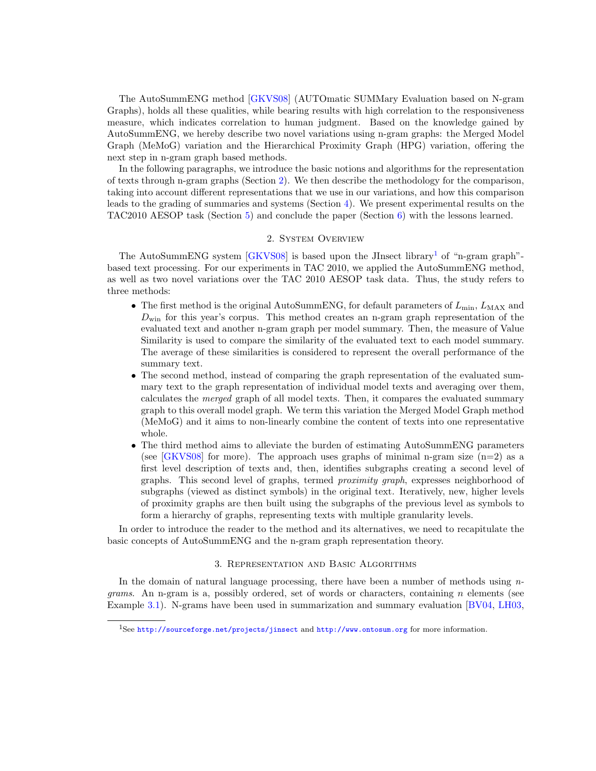The AutoSummENG method [GKVS08] (AUTOmatic SUMMary Evaluation based on N-gram Graphs), holds all these qualities, while bearing results with high correlation to the responsiveness measure, which indicates correlation to human judgment. Based on the knowledge gained by AutoSummENG, we hereby describe two novel variations using n-gram graphs: the Merged Model Graph (MeMoG) variation and the Hierarchical Proximity Graph (HPG) variation, offering the next step in n-gram graph based methods.

In the following paragraphs, we introduce the basic notions and algorithms for the representation of texts through n-gram graphs (Section 2). We then describe the methodology for the comparison, taking into account different representations that we use in our variations, and how this comparison leads to the grading of summaries and systems (Section 4). We present experimental results on the TAC2010 AESOP task (Section 5) and conclude the paper (Section 6) with the lessons learned.

## 2. System Overview

The AutoSummENG system [GKVS08] is based upon the JInsect library[1] of "n-gram graph"-based text processing. For our experiments in TAC 2010, we applied the AutoSummENG method, as well as two novel variations over the TAC 2010 AESOP task data. Thus, the study refers to three methods:

- The first method is the original AutoSummENG, for default parameters of $L_{\min}$, $L_{\mathrm{MAX}}$ and $D_{\mathrm{win}}$ for this year's corpus. This method creates an n-gram graph representation of the evaluated text and another n-gram graph per model summary. Then, the measure of Value Similarity is used to compare the similarity of the evaluated text to each model summary. The average of these similarities is considered to represent the overall performance of the summary text.
- The second method, instead of comparing the graph representation of the evaluated summary text to the graph representation of individual model texts and averaging over them, calculates the *merged* graph of all model texts. Then, it compares the evaluated summary graph to this overall model graph. We term this variation the Merged Model Graph method (MeMoG) and it aims to non-linearly combine the content of texts into one representative whole.
- The third method aims to alleviate the burden of estimating AutoSummENG parameters (see [GKVS08] for more). The approach uses graphs of minimal n-gram size (n=2) as a first level description of texts and, then, identifies subgraphs creating a second level of graphs. This second level of graphs, termed *proximity graph*, expresses neighborhood of subgraphs (viewed as distinct symbols) in the original text. Iteratively, new, higher levels of proximity graphs are then built using the subgraphs of the previous level as symbols to form a hierarchy of graphs, representing texts with multiple granularity levels.

In order to introduce the reader to the method and its alternatives, we need to recapitulate the basic concepts of AutoSummENG and the n-gram graph representation theory.

## 3. Representation and Basic Algorithms

In the domain of natural language processing, there have been a number of methods using *n-grams*. An n-gram is a, possibly ordered, set of words or characters, containing $n$ elements (see Example 3.1). N-grams have been used in summarization and summary evaluation [BV04, LH03,

[1] See http://sourceforge.net/projects/jinsect and http://www.ontosum.org for more information.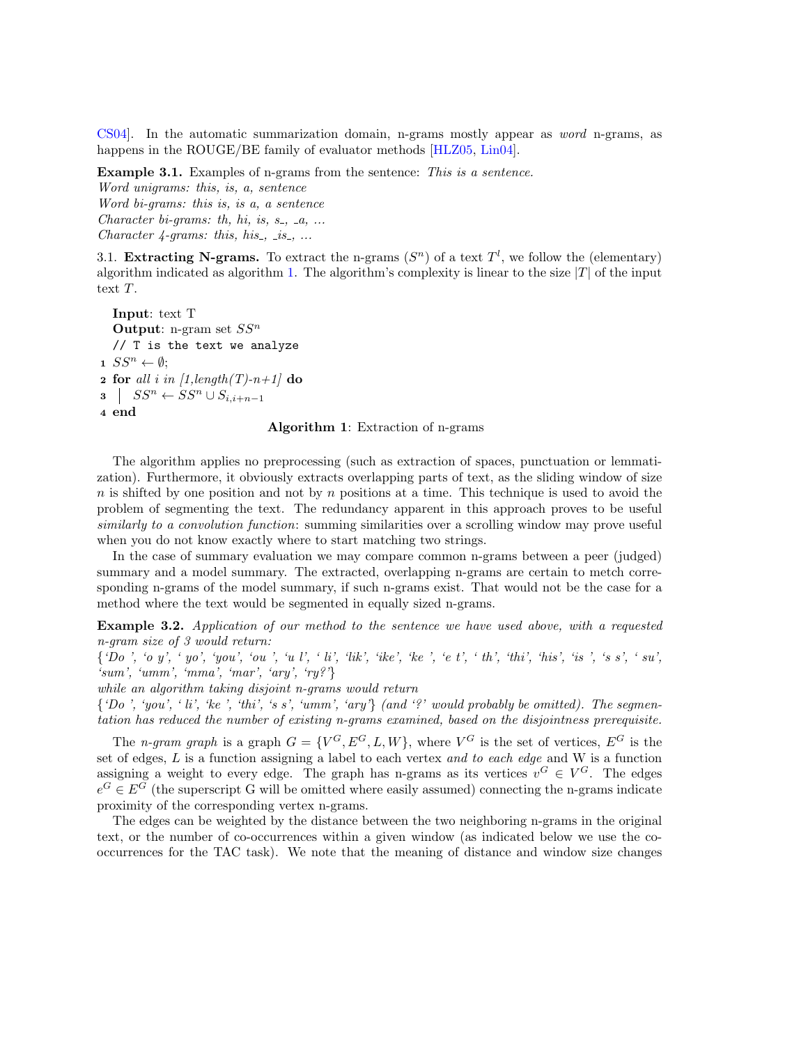CS04]. In the automatic summarization domain, n-grams mostly appear as *word* n-grams, as happens in the ROUGE/BE family of evaluator methods [HLZ05, Lin04].

**Example 3.1.** Examples of n-grams from the sentence: *This is a sentence.*
*Word unigrams: this, is, a, sentence*
*Word bi-grams: this is, is a, a sentence*
*Character bi-grams: th, hi, is, s_, _a, ...*
*Character 4-grams: this, his_, _is_, ...*

3.1. **Extracting N-grams.** To extract the n-grams ($S^n$) of a text $T^l$, we follow the (elementary) algorithm indicated as algorithm 1. The algorithm's complexity is linear to the size $|T|$ of the input text $T$.

**Input**: text T
**Output**: n-gram set $SS^n$
// T is the text we analyze

```
1 SS^n ← ∅;
2 for all i in [1,length(T)-n+1] do
3 |  SS^n ← SS^n ∪ S_{i,i+n-1}
4 end
```

**Algorithm 1**: Extraction of n-grams

The algorithm applies no preprocessing (such as extraction of spaces, punctuation or lemmatization). Furthermore, it obviously extracts overlapping parts of text, as the sliding window of size $n$ is shifted by one position and not by $n$ positions at a time. This technique is used to avoid the problem of segmenting the text. The redundancy apparent in this approach proves to be useful *similarly to a convolution function*: summing similarities over a scrolling window may prove useful when you do not know exactly where to start matching two strings.

In the case of summary evaluation we may compare common n-grams between a peer (judged) summary and a model summary. The extracted, overlapping n-grams are certain to metch corresponding n-grams of the model summary, if such n-grams exist. That would not be the case for a method where the text would be segmented in equally sized n-grams.

**Example 3.2.** *Application of our method to the sentence we have used above, with a requested n-gram size of 3 would return:*
*{'Do ', 'o y', ' yo', 'you', 'ou ', 'u l', ' li', 'lik', 'ike', 'ke ', 'e t', ' th', 'thi', 'his', 'is ', 's s', ' su', 'sum', 'umm', 'mma', 'mar', 'ary', 'ry?'}*
*while an algorithm taking disjoint n-grams would return*
*{'Do ', 'you', ' li', 'ke ', 'thi', 's s', 'umm', 'ary'} (and '?' would probably be omitted). The segmentation has reduced the number of existing n-grams examined, based on the disjointness prerequisite.*

The *n-gram graph* is a graph $G = \{V^G, E^G, L, W\}$, where $V^G$ is the set of vertices, $E^G$ is the set of edges, $L$ is a function assigning a label to each vertex *and to each edge* and W is a function assigning a weight to every edge. The graph has n-grams as its vertices $v^G \in V^G$. The edges $e^G \in E^G$ (the superscript G will be omitted where easily assumed) connecting the n-grams indicate proximity of the corresponding vertex n-grams.

The edges can be weighted by the distance between the two neighboring n-grams in the original text, or the number of co-occurrences within a given window (as indicated below we use the co-occurrences for the TAC task). We note that the meaning of distance and window size changes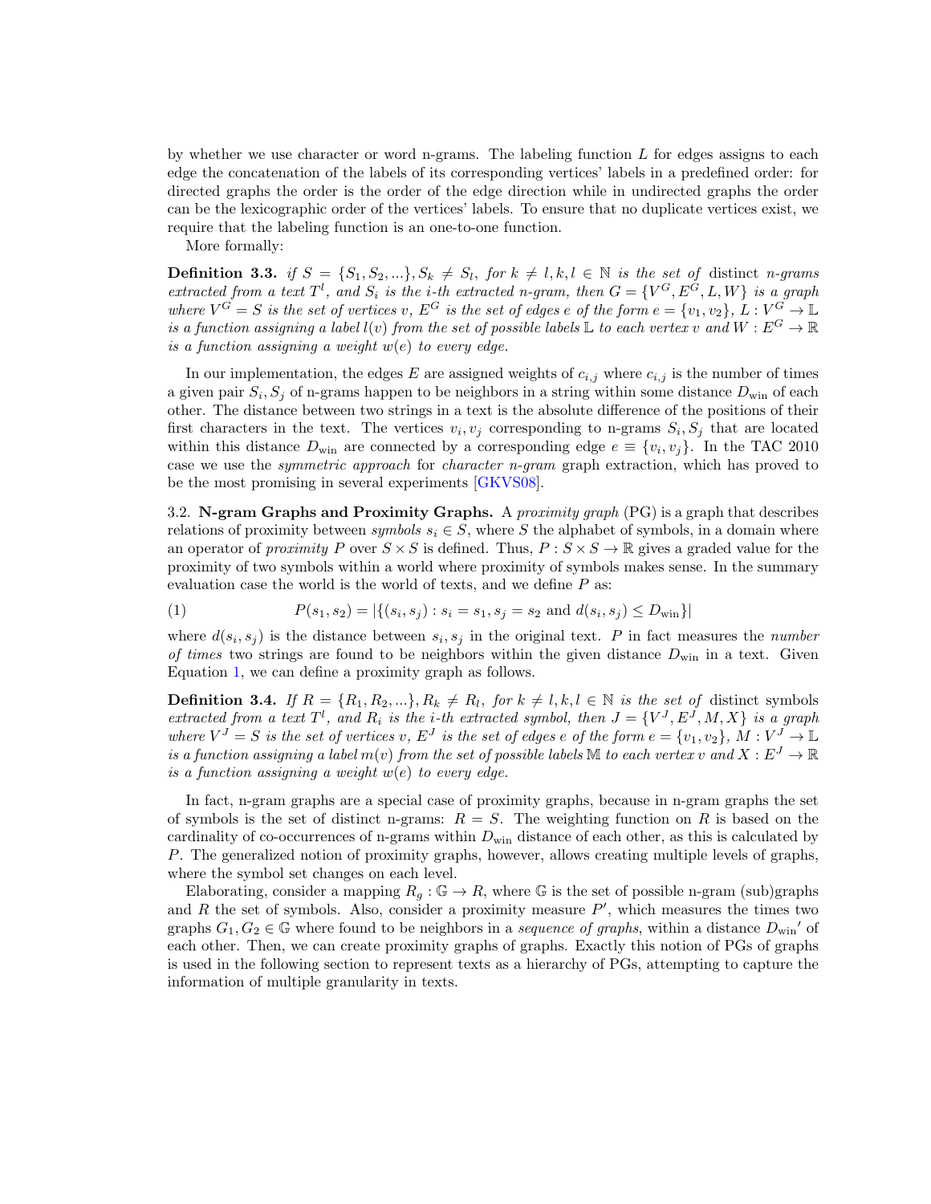by whether we use character or word n-grams. The labeling function $L$ for edges assigns to each edge the concatenation of the labels of its corresponding vertices' labels in a predefined order: for directed graphs the order is the order of the edge direction while in undirected graphs the order can be the lexicographic order of the vertices' labels. To ensure that no duplicate vertices exist, we require that the labeling function is an one-to-one function.

More formally:

**Definition 3.3.** *if $S = \{S_1, S_2, ...\}, S_k \neq S_l$, for $k \neq l, k, l \in \mathbb{N}$ is the set of* distinct *n-grams extracted from a text $T^l$, and $S_i$ is the i-th extracted n-gram, then $G = \{V^G, E^G, L, W\}$ is a graph where $V^G = S$ is the set of vertices $v$, $E^G$ is the set of edges $e$ of the form $e = \{v_1, v_2\}$, $L : V^G \to \mathbb{L}$ is a function assigning a label $l(v)$ from the set of possible labels $\mathbb{L}$ to each vertex $v$ and $W : E^G \to \mathbb{R}$ is a function assigning a weight $w(e)$ to every edge.*

In our implementation, the edges $E$ are assigned weights of $c_{i,j}$ where $c_{i,j}$ is the number of times a given pair $S_i, S_j$ of n-grams happen to be neighbors in a string within some distance $D_{\text{win}}$ of each other. The distance between two strings in a text is the absolute difference of the positions of their first characters in the text. The vertices $v_i, v_j$ corresponding to n-grams $S_i, S_j$ that are located within this distance $D_{\text{win}}$ are connected by a corresponding edge $e \equiv \{v_i, v_j\}$. In the TAC 2010 case we use the *symmetric approach* for *character n-gram* graph extraction, which has proved to be the most promising in several experiments [GKVS08].

3.2. **N-gram Graphs and Proximity Graphs.** A *proximity graph* (PG) is a graph that describes relations of proximity between *symbols* $s_i \in S$, where $S$ the alphabet of symbols, in a domain where an operator of *proximity* $P$ over $S \times S$ is defined. Thus, $P : S \times S \to \mathbb{R}$ gives a graded value for the proximity of two symbols within a world where proximity of symbols makes sense. In the summary evaluation case the world is the world of texts, and we define $P$ as:

$$P(s_1, s_2) = |\{(s_i, s_j) : s_i = s_1, s_j = s_2 \text{ and } d(s_i, s_j) \leq D_{\text{win}}\}| \tag{1}$$

where $d(s_i, s_j)$ is the distance between $s_i, s_j$ in the original text. $P$ in fact measures the *number of times* two strings are found to be neighbors within the given distance $D_{\text{win}}$ in a text. Given Equation 1, we can define a proximity graph as follows.

**Definition 3.4.** *If $R = \{R_1, R_2, ...\}, R_k \neq R_l$, for $k \neq l, k, l \in \mathbb{N}$ is the set of* distinct *symbols extracted from a text $T^l$, and $R_i$ is the i-th extracted symbol, then $J = \{V^J, E^J, M, X\}$ is a graph where $V^J = S$ is the set of vertices $v$, $E^J$ is the set of edges $e$ of the form $e = \{v_1, v_2\}$, $M : V^J \to \mathbb{L}$ is a function assigning a label $m(v)$ from the set of possible labels $\mathbb{M}$ to each vertex $v$ and $X : E^J \to \mathbb{R}$ is a function assigning a weight $w(e)$ to every edge.*

In fact, n-gram graphs are a special case of proximity graphs, because in n-gram graphs the set of symbols is the set of distinct n-grams: $R = S$. The weighting function on $R$ is based on the cardinality of co-occurrences of n-grams within $D_{\text{win}}$ distance of each other, as this is calculated by $P$. The generalized notion of proximity graphs, however, allows creating multiple levels of graphs, where the symbol set changes on each level.

Elaborating, consider a mapping $R_g : \mathbb{G} \to R$, where $\mathbb{G}$ is the set of possible n-gram (sub)graphs and $R$ the set of symbols. Also, consider a proximity measure $P'$, which measures the times two graphs $G_1, G_2 \in \mathbb{G}$ where found to be neighbors in a *sequence of graphs*, within a distance ${D_{\text{win}}}'$ of each other. Then, we can create proximity graphs of graphs. Exactly this notion of PGs of graphs is used in the following section to represent texts as a hierarchy of PGs, attempting to capture the information of multiple granularity in texts.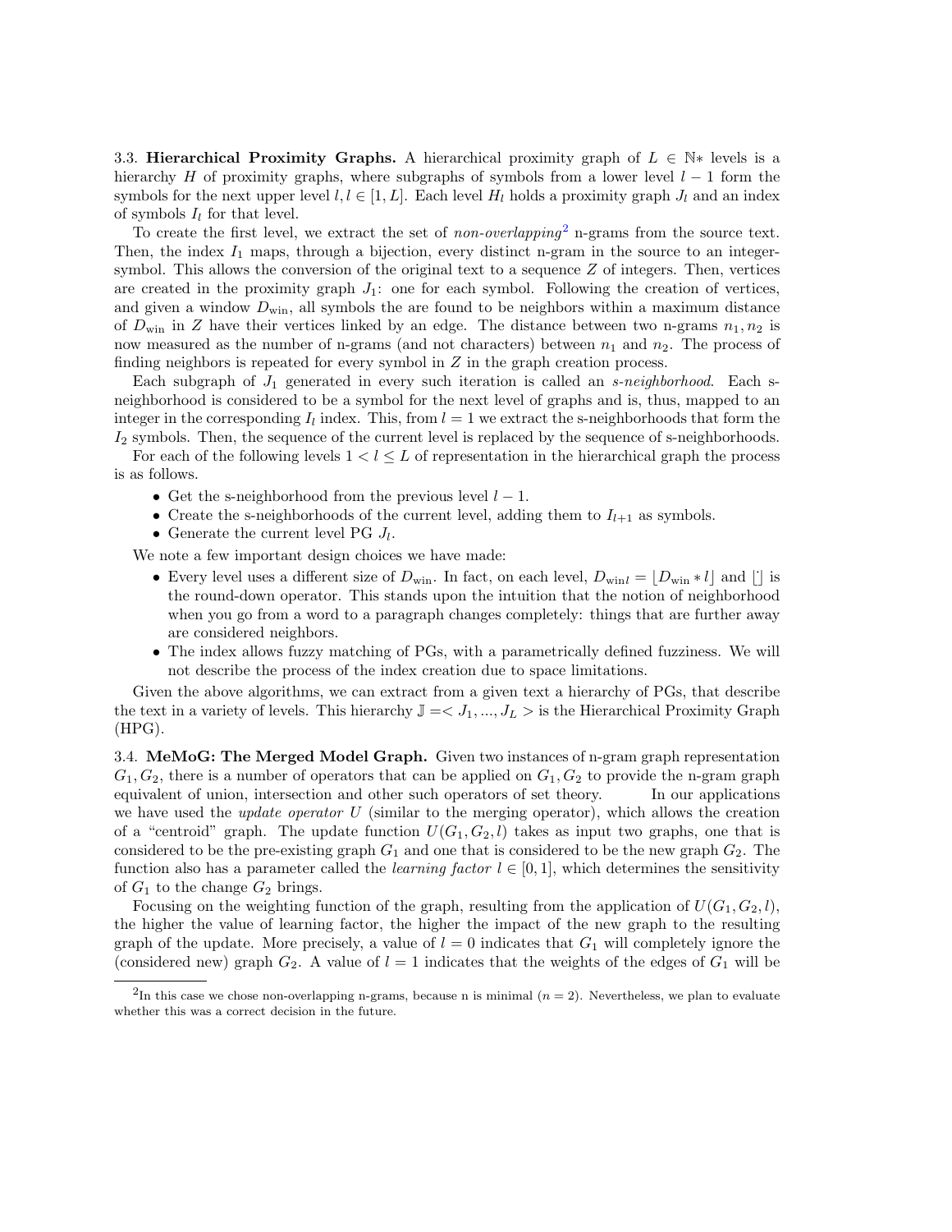3.3. **Hierarchical Proximity Graphs.** A hierarchical proximity graph of $L \in \mathbb{N}*$ levels is a hierarchy $H$ of proximity graphs, where subgraphs of symbols from a lower level $l-1$ form the symbols for the next upper level $l, l \in [1, L]$. Each level $H_l$ holds a proximity graph $J_l$ and an index of symbols $I_l$ for that level.

To create the first level, we extract the set of *non-overlapping*[2] n-grams from the source text. Then, the index $I_1$ maps, through a bijection, every distinct n-gram in the source to an integer-symbol. This allows the conversion of the original text to a sequence $Z$ of integers. Then, vertices are created in the proximity graph $J_1$: one for each symbol. Following the creation of vertices, and given a window $D_{\text{win}}$, all symbols the are found to be neighbors within a maximum distance of $D_{\text{win}}$ in $Z$ have their vertices linked by an edge. The distance between two n-grams $n_1, n_2$ is now measured as the number of n-grams (and not characters) between $n_1$ and $n_2$. The process of finding neighbors is repeated for every symbol in $Z$ in the graph creation process.

Each subgraph of $J_1$ generated in every such iteration is called an *s-neighborhood*. Each s-neighborhood is considered to be a symbol for the next level of graphs and is, thus, mapped to an integer in the corresponding $I_l$ index. This, from $l = 1$ we extract the s-neighborhoods that form the $I_2$ symbols. Then, the sequence of the current level is replaced by the sequence of s-neighborhoods.

For each of the following levels $1 < l \leq L$ of representation in the hierarchical graph the process is as follows.

- Get the s-neighborhood from the previous level $l-1$.
- Create the s-neighborhoods of the current level, adding them to $I_{l+1}$ as symbols.
- Generate the current level PG $J_l$.

We note a few important design choices we have made:

- Every level uses a different size of $D_{\text{win}}$. In fact, on each level, $D_{\text{win}l} = \lfloor D_{\text{win}} * l \rfloor$ and $\lfloor \cdot \rfloor$ is the round-down operator. This stands upon the intuition that the notion of neighborhood when you go from a word to a paragraph changes completely: things that are further away are considered neighbors.
- The index allows fuzzy matching of PGs, with a parametrically defined fuzziness. We will not describe the process of the index creation due to space limitations.

Given the above algorithms, we can extract from a given text a hierarchy of PGs, that describe the text in a variety of levels. This hierarchy $\mathbb{J} =< J_1, ..., J_L >$ is the Hierarchical Proximity Graph (HPG).

3.4. **MeMoG: The Merged Model Graph.** Given two instances of n-gram graph representation $G_1, G_2$, there is a number of operators that can be applied on $G_1, G_2$ to provide the n-gram graph equivalent of union, intersection and other such operators of set theory. In our applications we have used the *update operator* $U$ (similar to the merging operator), which allows the creation of a "centroid" graph. The update function $U(G_1, G_2, l)$ takes as input two graphs, one that is considered to be the pre-existing graph $G_1$ and one that is considered to be the new graph $G_2$. The function also has a parameter called the *learning factor* $l \in [0, 1]$, which determines the sensitivity of $G_1$ to the change $G_2$ brings.

Focusing on the weighting function of the graph, resulting from the application of $U(G_1, G_2, l)$, the higher the value of learning factor, the higher the impact of the new graph to the resulting graph of the update. More precisely, a value of $l = 0$ indicates that $G_1$ will completely ignore the (considered new) graph $G_2$. A value of $l = 1$ indicates that the weights of the edges of $G_1$ will be

[2] In this case we chose non-overlapping n-grams, because n is minimal ($n = 2$). Nevertheless, we plan to evaluate whether this was a correct decision in the future.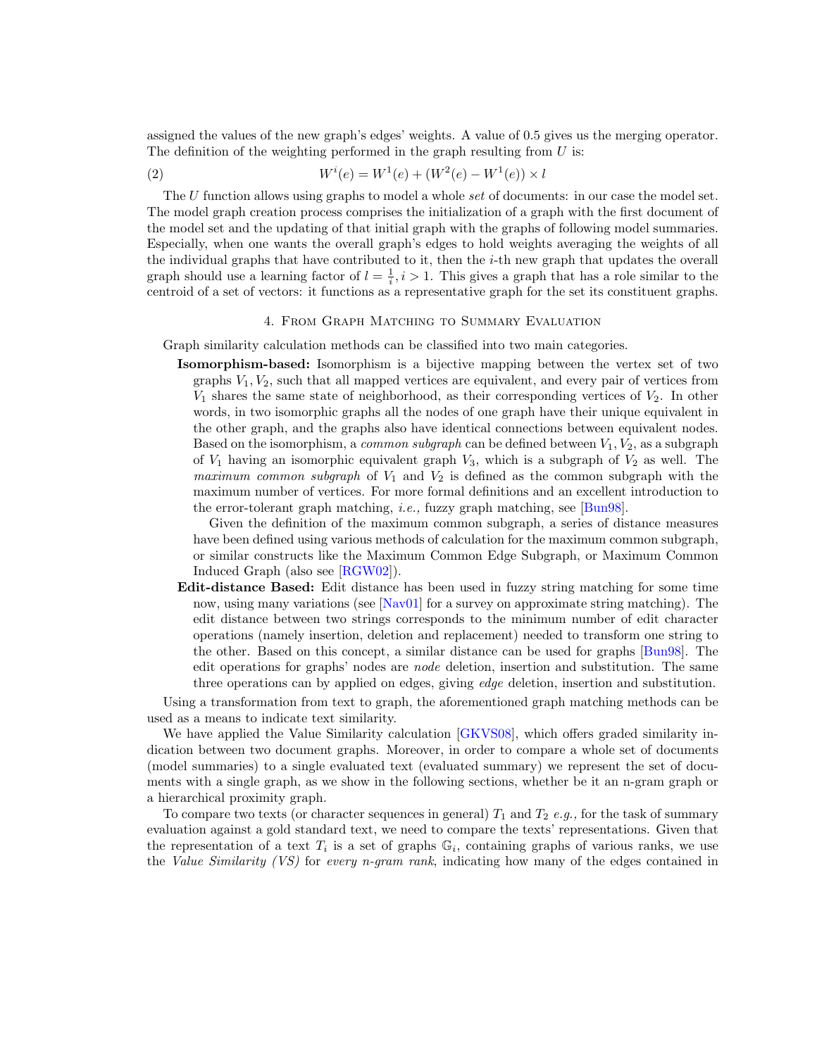assigned the values of the new graph's edges' weights. A value of 0.5 gives us the merging operator. The definition of the weighting performed in the graph resulting from $U$ is:

$$W^i(e) = W^1(e) + (W^2(e) - W^1(e)) \times l \tag{2}$$

The $U$ function allows using graphs to model a whole *set* of documents: in our case the model set. The model graph creation process comprises the initialization of a graph with the first document of the model set and the updating of that initial graph with the graphs of following model summaries. Especially, when one wants the overall graph's edges to hold weights averaging the weights of all the individual graphs that have contributed to it, then the $i$-th new graph that updates the overall graph should use a learning factor of $l = \frac{1}{i}, i > 1$. This gives a graph that has a role similar to the centroid of a set of vectors: it functions as a representative graph for the set its constituent graphs.

## 4. From Graph Matching to Summary Evaluation

Graph similarity calculation methods can be classified into two main categories.

**Isomorphism-based:** Isomorphism is a bijective mapping between the vertex set of two graphs $V_1, V_2$, such that all mapped vertices are equivalent, and every pair of vertices from $V_1$ shares the same state of neighborhood, as their corresponding vertices of $V_2$. In other words, in two isomorphic graphs all the nodes of one graph have their unique equivalent in the other graph, and the graphs also have identical connections between equivalent nodes. Based on the isomorphism, a *common subgraph* can be defined between $V_1, V_2$, as a subgraph of $V_1$ having an isomorphic equivalent graph $V_3$, which is a subgraph of $V_2$ as well. The *maximum common subgraph* of $V_1$ and $V_2$ is defined as the common subgraph with the maximum number of vertices. For more formal definitions and an excellent introduction to the error-tolerant graph matching, *i.e.,* fuzzy graph matching, see [Bun98].

Given the definition of the maximum common subgraph, a series of distance measures have been defined using various methods of calculation for the maximum common subgraph, or similar constructs like the Maximum Common Edge Subgraph, or Maximum Common Induced Graph (also see [RGW02]).

**Edit-distance Based:** Edit distance has been used in fuzzy string matching for some time now, using many variations (see [Nav01] for a survey on approximate string matching). The edit distance between two strings corresponds to the minimum number of edit character operations (namely insertion, deletion and replacement) needed to transform one string to the other. Based on this concept, a similar distance can be used for graphs [Bun98]. The edit operations for graphs' nodes are *node* deletion, insertion and substitution. The same three operations can by applied on edges, giving *edge* deletion, insertion and substitution.

Using a transformation from text to graph, the aforementioned graph matching methods can be used as a means to indicate text similarity.

We have applied the Value Similarity calculation [GKVS08], which offers graded similarity indication between two document graphs. Moreover, in order to compare a whole set of documents (model summaries) to a single evaluated text (evaluated summary) we represent the set of documents with a single graph, as we show in the following sections, whether be it an n-gram graph or a hierarchical proximity graph.

To compare two texts (or character sequences in general) $T_1$ and $T_2$ *e.g.,* for the task of summary evaluation against a gold standard text, we need to compare the texts' representations. Given that the representation of a text $T_i$ is a set of graphs $\mathbb{G}_i$, containing graphs of various ranks, we use the *Value Similarity (VS)* for *every n-gram rank*, indicating how many of the edges contained in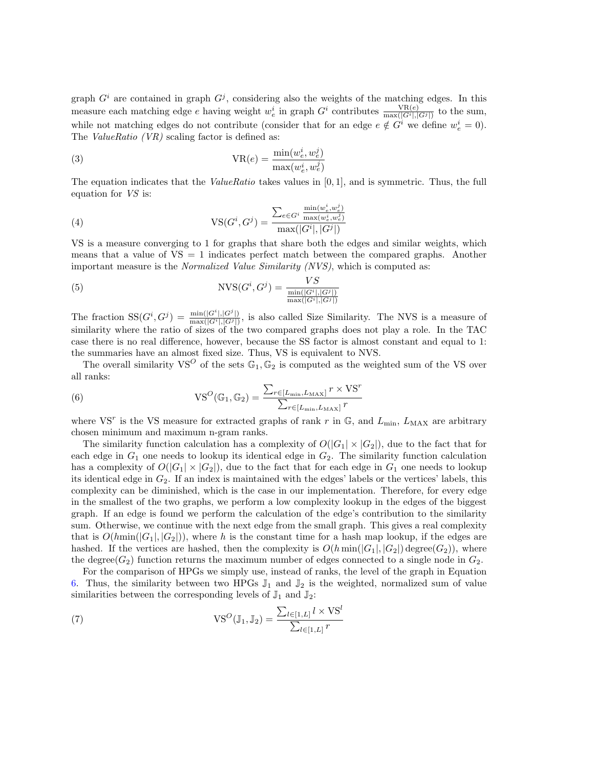graph $G^i$ are contained in graph $G^j$, considering also the weights of the matching edges. In this measure each matching edge $e$ having weight $w_e^i$ in graph $G^i$ contributes $\frac{\text{VR}(e)}{\max(|G^i|,|G^j|)}$ to the sum, while not matching edges do not contribute (consider that for an edge $e \notin G^i$ we define $w_e^i = 0$). The *ValueRatio (VR)* scaling factor is defined as:

$$\text{VR}(e) = \frac{\min(w_e^i, w_e^j)}{\max(w_e^i, w_e^j)} \tag{3}$$

The equation indicates that the *ValueRatio* takes values in $[0, 1]$, and is symmetric. Thus, the full equation for *VS* is:

$$\text{VS}(G^i, G^j) = \frac{\sum_{e \in G^i} \frac{\min(w_e^i, w_e^j)}{\max(w_e^i, w_e^j)}}{\max(|G^i|, |G^j|)} \tag{4}$$

VS is a measure converging to 1 for graphs that share both the edges and similar weights, which means that a value of VS = 1 indicates perfect match between the compared graphs. Another important measure is the *Normalized Value Similarity (NVS)*, which is computed as:

$$\text{NVS}(G^i, G^j) = \frac{VS}{\frac{\min(|G^i|,|G^j|)}{\max(|G^i|,|G^j|)}} \tag{5}$$

The fraction $\text{SS}(G^i, G^j) = \frac{\min(|G^i|,|G^j|)}{\max(|G^i|,|G^j|)}$, is also called Size Similarity. The NVS is a measure of similarity where the ratio of sizes of the two compared graphs does not play a role. In the TAC case there is no real difference, however, because the SS factor is almost constant and equal to 1: the summaries have an almost fixed size. Thus, VS is equivalent to NVS.

The overall similarity $\text{VS}^O$ of the sets $\mathbb{G}_1, \mathbb{G}_2$ is computed as the weighted sum of the VS over all ranks:

$$\text{VS}^O(\mathbb{G}_1, \mathbb{G}_2) = \frac{\sum_{r \in [L_{\min}, L_{\text{MAX}}]} r \times \text{VS}^r}{\sum_{r \in [L_{\min}, L_{\text{MAX}}]} r} \tag{6}$$

where $\text{VS}^r$ is the VS measure for extracted graphs of rank $r$ in $\mathbb{G}$, and $L_{\min}$, $L_{\text{MAX}}$ are arbitrary chosen minimum and maximum n-gram ranks.

The similarity function calculation has a complexity of $O(|G_1| \times |G_2|)$, due to the fact that for each edge in $G_1$ one needs to lookup its identical edge in $G_2$. The similarity function calculation has a complexity of $O(|G_1| \times |G_2|)$, due to the fact that for each edge in $G_1$ one needs to lookup its identical edge in $G_2$. If an index is maintained with the edges' labels or the vertices' labels, this complexity can be diminished, which is the case in our implementation. Therefore, for every edge in the smallest of the two graphs, we perform a low complexity lookup in the edges of the biggest graph. If an edge is found we perform the calculation of the edge's contribution to the similarity sum. Otherwise, we continue with the next edge from the small graph. This gives a real complexity that is $O(h \min(|G_1|, |G_2|))$, where $h$ is the constant time for a hash map lookup, if the edges are hashed. If the vertices are hashed, then the complexity is $O(h \min(|G_1|, |G_2|) \operatorname{degree}(G_2))$, where the $\operatorname{degree}(G_2)$ function returns the maximum number of edges connected to a single node in $G_2$.

For the comparison of HPGs we simply use, instead of ranks, the level of the graph in Equation 6. Thus, the similarity between two HPGs $\mathbb{J}_1$ and $\mathbb{J}_2$ is the weighted, normalized sum of value similarities between the corresponding levels of $\mathbb{J}_1$ and $\mathbb{J}_2$:

$$\text{VS}^O(\mathbb{J}_1, \mathbb{J}_2) = \frac{\sum_{l \in [1,L]} l \times \text{VS}^l}{\sum_{l \in [1,L]} r} \tag{7}$$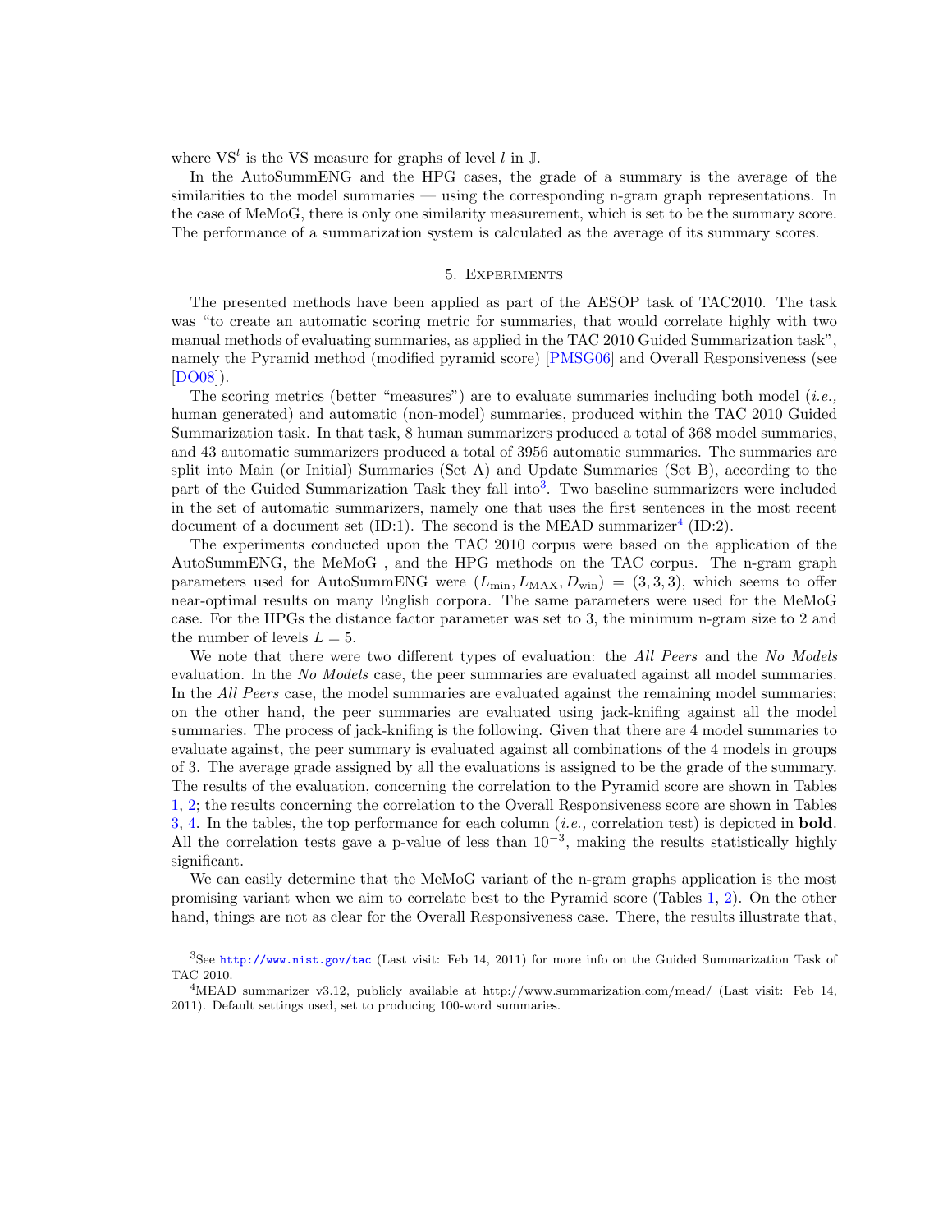where $\text{VS}^l$ is the VS measure for graphs of level $l$ in $\mathbb{J}$.

In the AutoSummENG and the HPG cases, the grade of a summary is the average of the similarities to the model summaries — using the corresponding n-gram graph representations. In the case of MeMoG, there is only one similarity measurement, which is set to be the summary score. The performance of a summarization system is calculated as the average of its summary scores.

## 5. Experiments

The presented methods have been applied as part of the AESOP task of TAC2010. The task was "to create an automatic scoring metric for summaries, that would correlate highly with two manual methods of evaluating summaries, as applied in the TAC 2010 Guided Summarization task", namely the Pyramid method (modified pyramid score) [PMSG06] and Overall Responsiveness (see [DO08]).

The scoring metrics (better "measures") are to evaluate summaries including both model (*i.e.,* human generated) and automatic (non-model) summaries, produced within the TAC 2010 Guided Summarization task. In that task, 8 human summarizers produced a total of 368 model summaries, and 43 automatic summarizers produced a total of 3956 automatic summaries. The summaries are split into Main (or Initial) Summaries (Set A) and Update Summaries (Set B), according to the part of the Guided Summarization Task they fall into[3]. Two baseline summarizers were included in the set of automatic summarizers, namely one that uses the first sentences in the most recent document of a document set (ID:1). The second is the MEAD summarizer[4] (ID:2).

The experiments conducted upon the TAC 2010 corpus were based on the application of the AutoSummENG, the MeMoG , and the HPG methods on the TAC corpus. The n-gram graph parameters used for AutoSummENG were $(L_{\min}, L_{\text{MAX}}, D_{\text{win}}) = (3, 3, 3)$, which seems to offer near-optimal results on many English corpora. The same parameters were used for the MeMoG case. For the HPGs the distance factor parameter was set to 3, the minimum n-gram size to 2 and the number of levels $L = 5$.

We note that there were two different types of evaluation: the *All Peers* and the *No Models* evaluation. In the *No Models* case, the peer summaries are evaluated against all model summaries. In the *All Peers* case, the model summaries are evaluated against the remaining model summaries; on the other hand, the peer summaries are evaluated using jack-knifing against all the model summaries. The process of jack-knifing is the following. Given that there are 4 model summaries to evaluate against, the peer summary is evaluated against all combinations of the 4 models in groups of 3. The average grade assigned by all the evaluations is assigned to be the grade of the summary. The results of the evaluation, concerning the correlation to the Pyramid score are shown in Tables 1, 2; the results concerning the correlation to the Overall Responsiveness score are shown in Tables 3, 4. In the tables, the top performance for each column (*i.e.,* correlation test) is depicted in **bold**. All the correlation tests gave a p-value of less than $10^{-3}$, making the results statistically highly significant.

We can easily determine that the MeMoG variant of the n-gram graphs application is the most promising variant when we aim to correlate best to the Pyramid score (Tables 1, 2). On the other hand, things are not as clear for the Overall Responsiveness case. There, the results illustrate that,

---

[3] See http://www.nist.gov/tac (Last visit: Feb 14, 2011) for more info on the Guided Summarization Task of TAC 2010.

[4] MEAD summarizer v3.12, publicly available at http://www.summarization.com/mead/ (Last visit: Feb 14, 2011). Default settings used, set to producing 100-word summaries.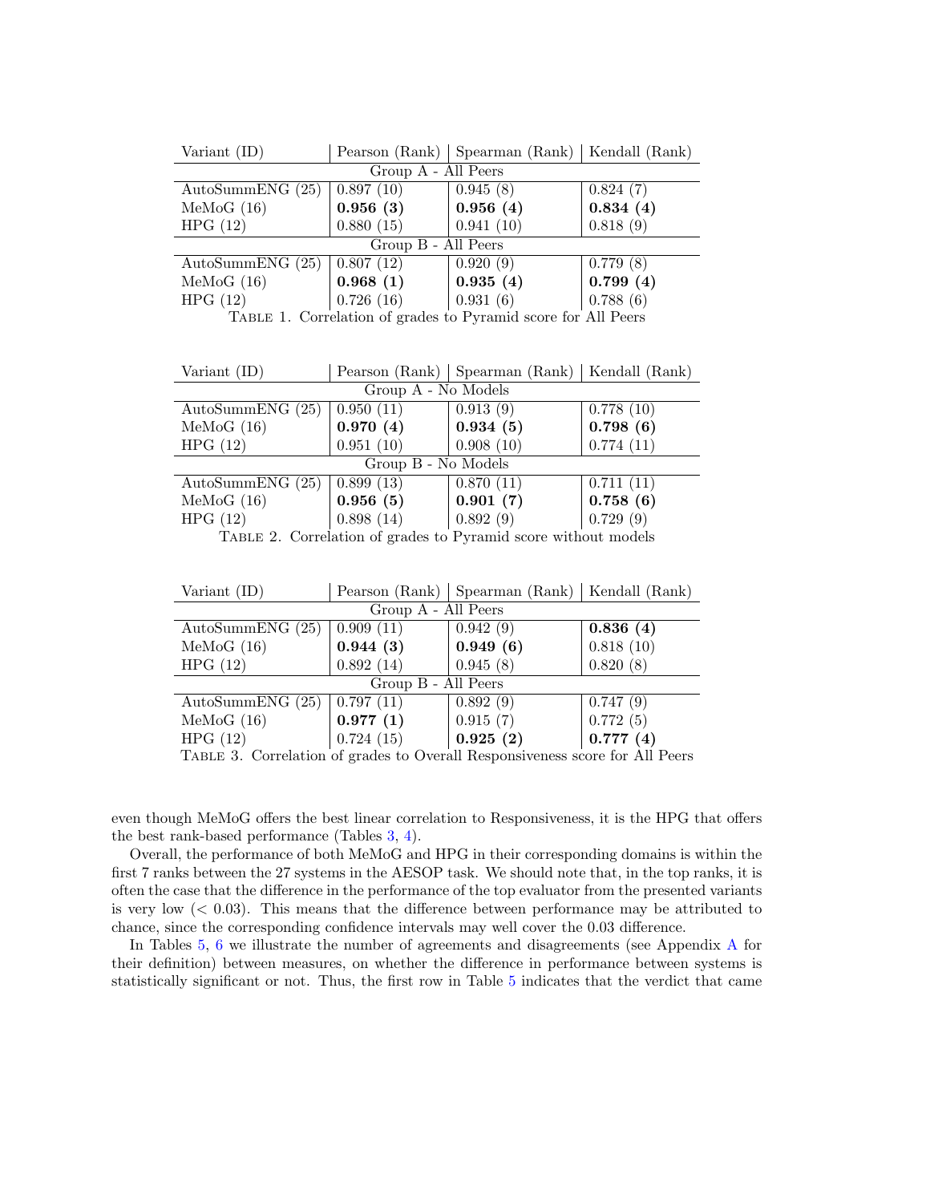| Variant (ID) | Pearson (Rank) | Spearman (Rank) | Kendall (Rank) |
|---|---|---|---|
| Group A - All Peers | | | |
| AutoSummENG (25) | 0.897 (10) | 0.945 (8) | 0.824 (7) |
| MeMoG (16) | **0.956 (3)** | **0.956 (4)** | **0.834 (4)** |
| HPG (12) | 0.880 (15) | 0.941 (10) | 0.818 (9) |
| Group B - All Peers | | | |
| AutoSummENG (25) | 0.807 (12) | 0.920 (9) | 0.779 (8) |
| MeMoG (16) | **0.968 (1)** | **0.935 (4)** | **0.799 (4)** |
| HPG (12) | 0.726 (16) | 0.931 (6) | 0.788 (6) |

Table 1. Correlation of grades to Pyramid score for All Peers

| Variant (ID) | Pearson (Rank) | Spearman (Rank) | Kendall (Rank) |
|---|---|---|---|
| Group A - No Models | | | |
| AutoSummENG (25) | 0.950 (11) | 0.913 (9) | 0.778 (10) |
| MeMoG (16) | **0.970 (4)** | **0.934 (5)** | **0.798 (6)** |
| HPG (12) | 0.951 (10) | 0.908 (10) | 0.774 (11) |
| Group B - No Models | | | |
| AutoSummENG (25) | 0.899 (13) | 0.870 (11) | 0.711 (11) |
| MeMoG (16) | **0.956 (5)** | **0.901 (7)** | **0.758 (6)** |
| HPG (12) | 0.898 (14) | 0.892 (9) | 0.729 (9) |

Table 2. Correlation of grades to Pyramid score without models

| Variant (ID) | Pearson (Rank) | Spearman (Rank) | Kendall (Rank) |
|---|---|---|---|
| Group A - All Peers | | | |
| AutoSummENG (25) | 0.909 (11) | 0.942 (9) | **0.836 (4)** |
| MeMoG (16) | **0.944 (3)** | **0.949 (6)** | 0.818 (10) |
| HPG (12) | 0.892 (14) | 0.945 (8) | 0.820 (8) |
| Group B - All Peers | | | |
| AutoSummENG (25) | 0.797 (11) | 0.892 (9) | 0.747 (9) |
| MeMoG (16) | **0.977 (1)** | 0.915 (7) | 0.772 (5) |
| HPG (12) | 0.724 (15) | **0.925 (2)** | **0.777 (4)** |

Table 3. Correlation of grades to Overall Responsiveness score for All Peers

even though MeMoG offers the best linear correlation to Responsiveness, it is the HPG that offers the best rank-based performance (Tables 3, 4).

Overall, the performance of both MeMoG and HPG in their corresponding domains is within the first 7 ranks between the 27 systems in the AESOP task. We should note that, in the top ranks, it is often the case that the difference in the performance of the top evaluator from the presented variants is very low ($< 0.03$). This means that the difference between performance may be attributed to chance, since the corresponding confidence intervals may well cover the 0.03 difference.

In Tables 5, 6 we illustrate the number of agreements and disagreements (see Appendix A for their definition) between measures, on whether the difference in performance between systems is statistically significant or not. Thus, the first row in Table 5 indicates that the verdict that came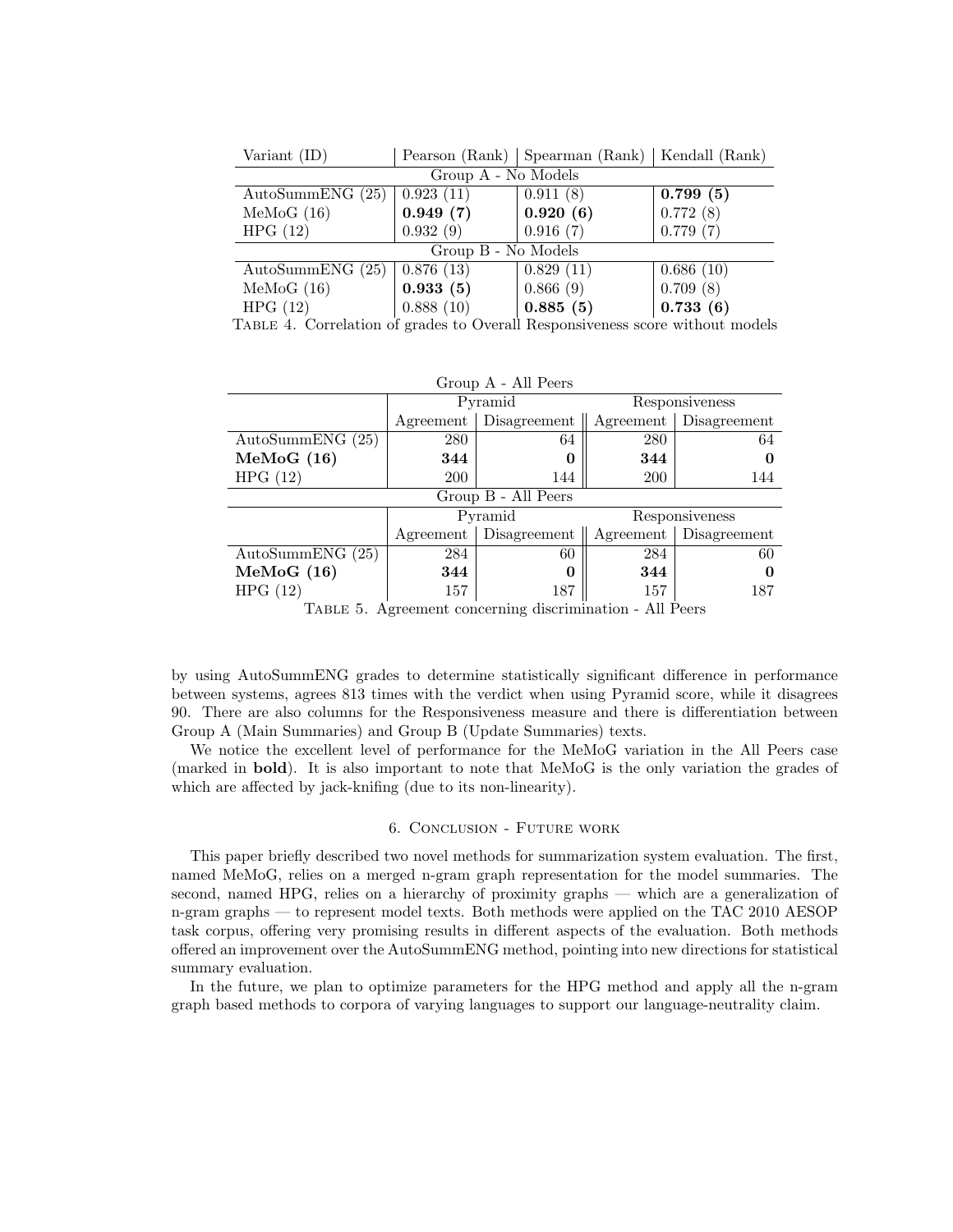| Variant (ID) | Pearson (Rank) | Spearman (Rank) | Kendall (Rank) |
|---|---|---|---|
| Group A - No Models | | | |
| AutoSummENG (25) | 0.923 (11) | 0.911 (8) | **0.799 (5)** |
| MeMoG (16) | **0.949 (7)** | **0.920 (6)** | 0.772 (8) |
| HPG (12) | 0.932 (9) | 0.916 (7) | 0.779 (7) |
| Group B - No Models | | | |
| AutoSummENG (25) | 0.876 (13) | 0.829 (11) | 0.686 (10) |
| MeMoG (16) | **0.933 (5)** | 0.866 (9) | 0.709 (8) |
| HPG (12) | 0.888 (10) | **0.885 (5)** | **0.733 (6)** |

Table 4. Correlation of grades to Overall Responsiveness score without models

| Group A - All Peers | | | | |
|---|---|---|---|---|
| | Pyramid | | Responsiveness | |
| | Agreement | Disagreement | Agreement | Disagreement |
| AutoSummENG (25) | 280 | 64 | 280 | 64 |
| **MeMoG (16)** | **344** | **0** | **344** | **0** |
| HPG (12) | 200 | 144 | 200 | 144 |
| Group B - All Peers | | | | |
| | Pyramid | | Responsiveness | |
| | Agreement | Disagreement | Agreement | Disagreement |
| AutoSummENG (25) | 284 | 60 | 284 | 60 |
| **MeMoG (16)** | **344** | **0** | **344** | **0** |
| HPG (12) | 157 | 187 | 157 | 187 |

Table 5. Agreement concerning discrimination - All Peers

by using AutoSummENG grades to determine statistically significant difference in performance between systems, agrees 813 times with the verdict when using Pyramid score, while it disagrees 90. There are also columns for the Responsiveness measure and there is differentiation between Group A (Main Summaries) and Group B (Update Summaries) texts.

We notice the excellent level of performance for the MeMoG variation in the All Peers case (marked in **bold**). It is also important to note that MeMoG is the only variation the grades of which are affected by jack-knifing (due to its non-linearity).

## 6. Conclusion - Future work

This paper briefly described two novel methods for summarization system evaluation. The first, named MeMoG, relies on a merged n-gram graph representation for the model summaries. The second, named HPG, relies on a hierarchy of proximity graphs — which are a generalization of n-gram graphs — to represent model texts. Both methods were applied on the TAC 2010 AESOP task corpus, offering very promising results in different aspects of the evaluation. Both methods offered an improvement over the AutoSummENG method, pointing into new directions for statistical summary evaluation.

In the future, we plan to optimize parameters for the HPG method and apply all the n-gram graph based methods to corpora of varying languages to support our language-neutrality claim.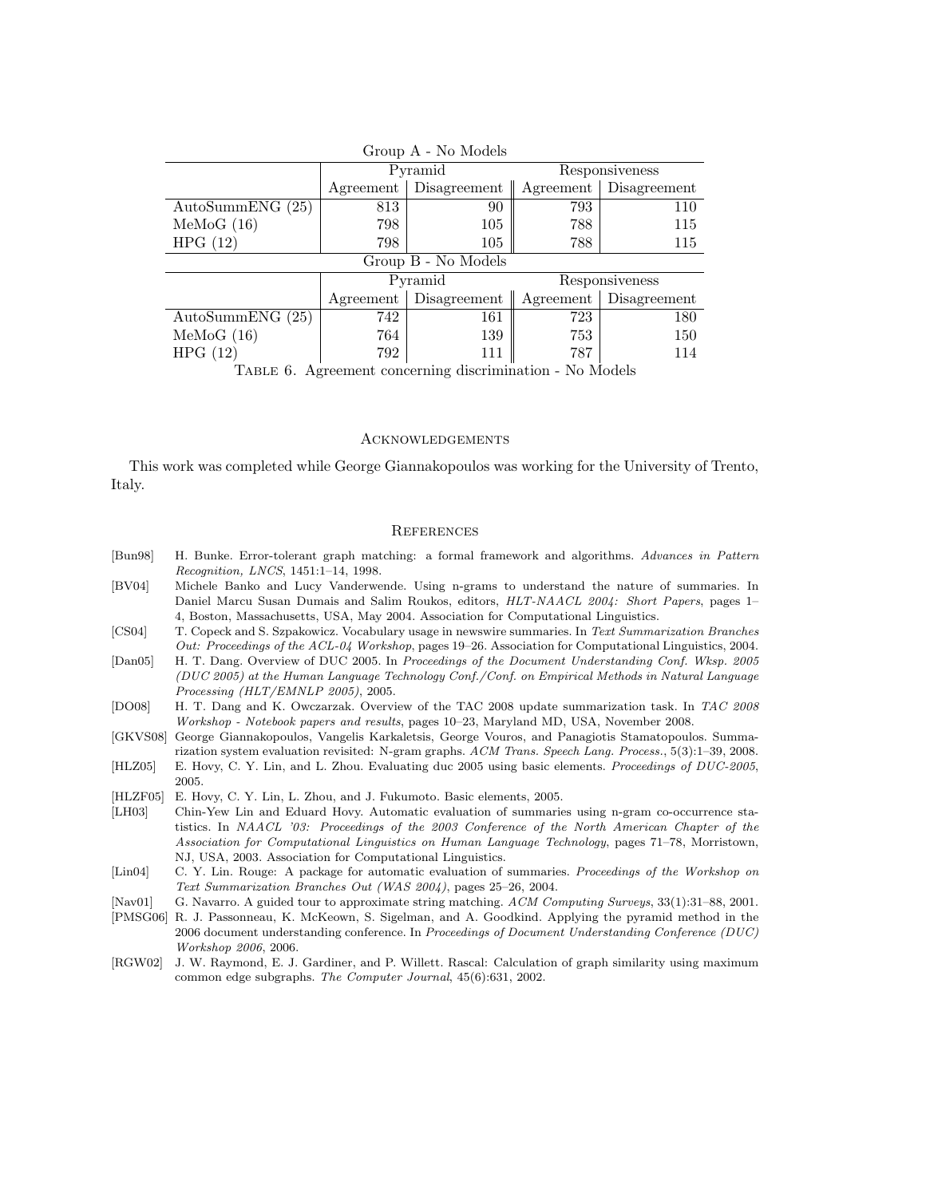| Group A - No Models | | | | |
|---|---|---|---|---|
| | Pyramid | | Responsiveness | |
| | Agreement | Disagreement | Agreement | Disagreement |
| AutoSummENG (25) | 813 | 90 | 793 | 110 |
| MeMoG (16) | 798 | 105 | 788 | 115 |
| HPG (12) | 798 | 105 | 788 | 115 |
| **Group B - No Models** | | | | |
| | Pyramid | | Responsiveness | |
| | Agreement | Disagreement | Agreement | Disagreement |
| AutoSummENG (25) | 742 | 161 | 723 | 180 |
| MeMoG (16) | 764 | 139 | 753 | 150 |
| HPG (12) | 792 | 111 | 787 | 114 |

Table 6. Agreement concerning discrimination - No Models

## Acknowledgements

This work was completed while George Giannakopoulos was working for the University of Trento, Italy.

## References

[Bun98] H. Bunke. Error-tolerant graph matching: a formal framework and algorithms. *Advances in Pattern Recognition, LNCS*, 1451:1–14, 1998.

[BV04] Michele Banko and Lucy Vanderwende. Using n-grams to understand the nature of summaries. In Daniel Marcu Susan Dumais and Salim Roukos, editors, *HLT-NAACL 2004: Short Papers*, pages 1–4, Boston, Massachusetts, USA, May 2004. Association for Computational Linguistics.

[CS04] T. Copeck and S. Szpakowicz. Vocabulary usage in newswire summaries. In *Text Summarization Branches Out: Proceedings of the ACL-04 Workshop*, pages 19–26. Association for Computational Linguistics, 2004.

[Dan05] H. T. Dang. Overview of DUC 2005. In *Proceedings of the Document Understanding Conf. Wksp. 2005 (DUC 2005) at the Human Language Technology Conf./Conf. on Empirical Methods in Natural Language Processing (HLT/EMNLP 2005)*, 2005.

[DO08] H. T. Dang and K. Owczarzak. Overview of the TAC 2008 update summarization task. In *TAC 2008 Workshop - Notebook papers and results*, pages 10–23, Maryland MD, USA, November 2008.

[GKVS08] George Giannakopoulos, Vangelis Karkaletsis, George Vouros, and Panagiotis Stamatopoulos. Summarization system evaluation revisited: N-gram graphs. *ACM Trans. Speech Lang. Process.*, 5(3):1–39, 2008.

[HLZ05] E. Hovy, C. Y. Lin, and L. Zhou. Evaluating duc 2005 using basic elements. *Proceedings of DUC-2005*, 2005.

[HLZF05] E. Hovy, C. Y. Lin, L. Zhou, and J. Fukumoto. Basic elements, 2005.

[LH03] Chin-Yew Lin and Eduard Hovy. Automatic evaluation of summaries using n-gram co-occurrence statistics. In *NAACL '03: Proceedings of the 2003 Conference of the North American Chapter of the Association for Computational Linguistics on Human Language Technology*, pages 71–78, Morristown, NJ, USA, 2003. Association for Computational Linguistics.

[Lin04] C. Y. Lin. Rouge: A package for automatic evaluation of summaries. *Proceedings of the Workshop on Text Summarization Branches Out (WAS 2004)*, pages 25–26, 2004.

[Nav01] G. Navarro. A guided tour to approximate string matching. *ACM Computing Surveys*, 33(1):31–88, 2001.

[PMSG06] R. J. Passonneau, K. McKeown, S. Sigelman, and A. Goodkind. Applying the pyramid method in the 2006 document understanding conference. In *Proceedings of Document Understanding Conference (DUC) Workshop 2006*, 2006.

[RGW02] J. W. Raymond, E. J. Gardiner, and P. Willett. Rascal: Calculation of graph similarity using maximum common edge subgraphs. *The Computer Journal*, 45(6):631, 2002.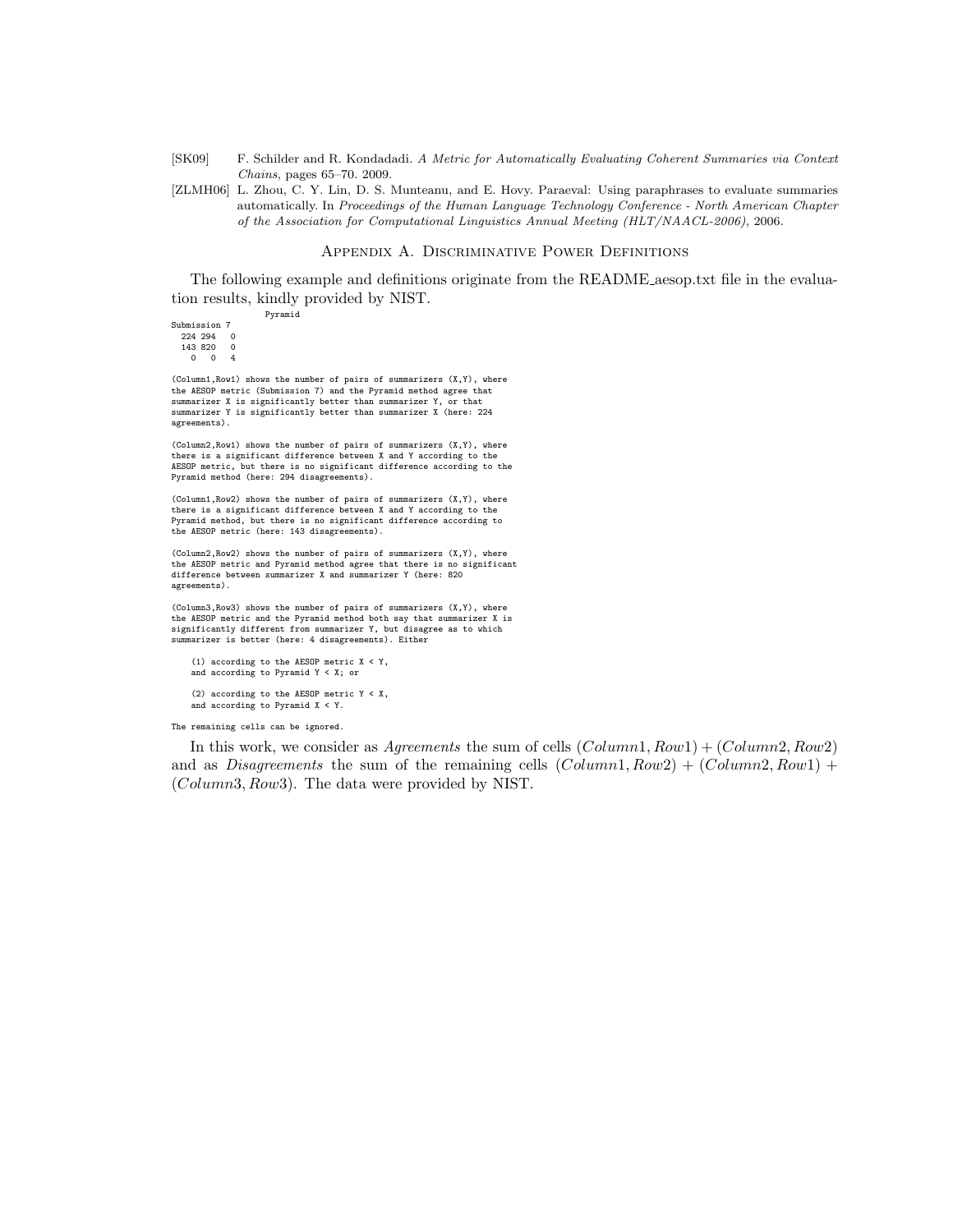[SK09] F. Schilder and R. Kondadadi. *A Metric for Automatically Evaluating Coherent Summaries via Context Chains*, pages 65–70. 2009.

[ZLMH06] L. Zhou, C. Y. Lin, D. S. Munteanu, and E. Hovy. Paraeval: Using paraphrases to evaluate summaries automatically. In *Proceedings of the Human Language Technology Conference - North American Chapter of the Association for Computational Linguistics Annual Meeting (HLT/NAACL-2006)*, 2006.

## Appendix A. Discriminative Power Definitions

The following example and definitions originate from the README_aesop.txt file in the evaluation results, kindly provided by NIST.

```
                  Pyramid
Submission 7
  224 294   0
  143 820   0
    0   0   4

(Column1,Row1) shows the number of pairs of summarizers (X,Y), where
the AESOP metric (Submission 7) and the Pyramid method agree that
summarizer X is significantly better than summarizer Y, or that
summarizer Y is significantly better than summarizer X (here: 224
agreements).

(Column2,Row1) shows the number of pairs of summarizers (X,Y), where
there is a significant difference between X and Y according to the
AESOP metric, but there is no significant difference according to the
Pyramid method (here: 294 disagreements).

(Column1,Row2) shows the number of pairs of summarizers (X,Y), where
there is a significant difference between X and Y according to the
Pyramid method, but there is no significant difference according to
the AESOP metric (here: 143 disagreements).

(Column2,Row2) shows the number of pairs of summarizers (X,Y), where
the AESOP metric and Pyramid method agree that there is no significant
difference between summarizer X and summarizer Y (here: 820
agreements).

(Column3,Row3) shows the number of pairs of summarizers (X,Y), where
the AESOP metric and the Pyramid method both say that summarizer X is
significantly different from summarizer Y, but disagree as to which
summarizer is better (here: 4 disagreements). Either

    (1) according to the AESOP metric X < Y,
    and according to Pyramid Y < X; or

    (2) according to the AESOP metric Y < X,
    and according to Pyramid X < Y.

The remaining cells can be ignored.
```

In this work, we consider as *Agreements* the sum of cells $(Column1, Row1) + (Column2, Row2)$ and as *Disagreements* the sum of the remaining cells $(Column1, Row2) + (Column2, Row1) + (Column3, Row3)$. The data were provided by NIST.